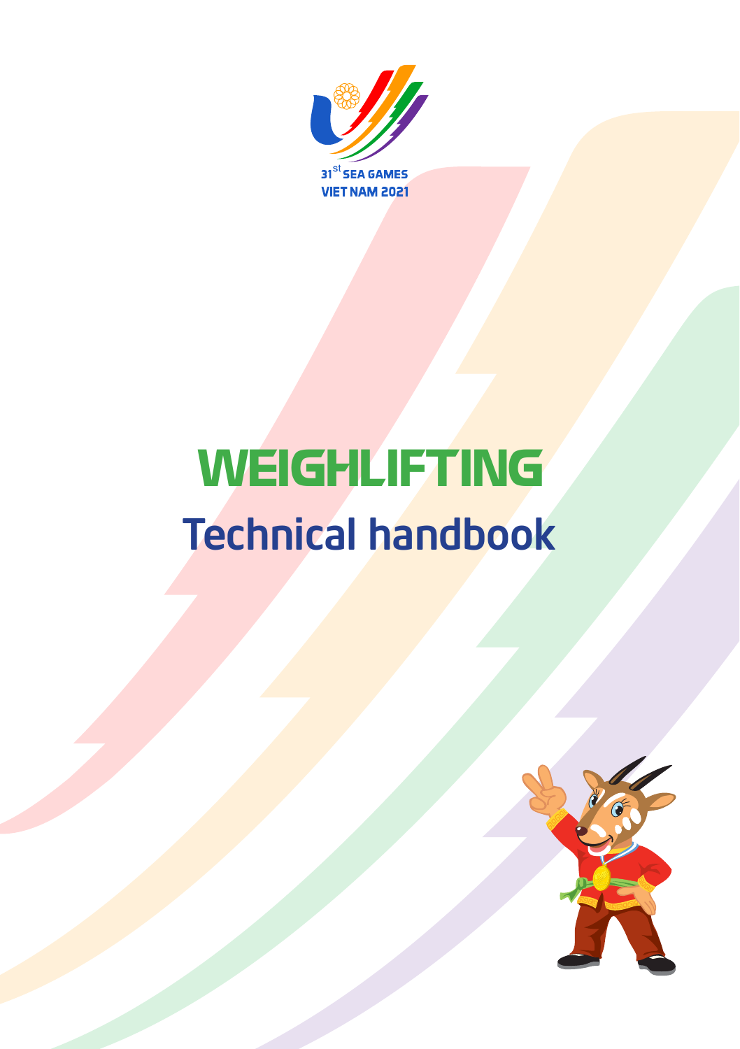31st SEA GAMES
VIET NAM 2021

# WEIGHLIFTING

## Technical handbook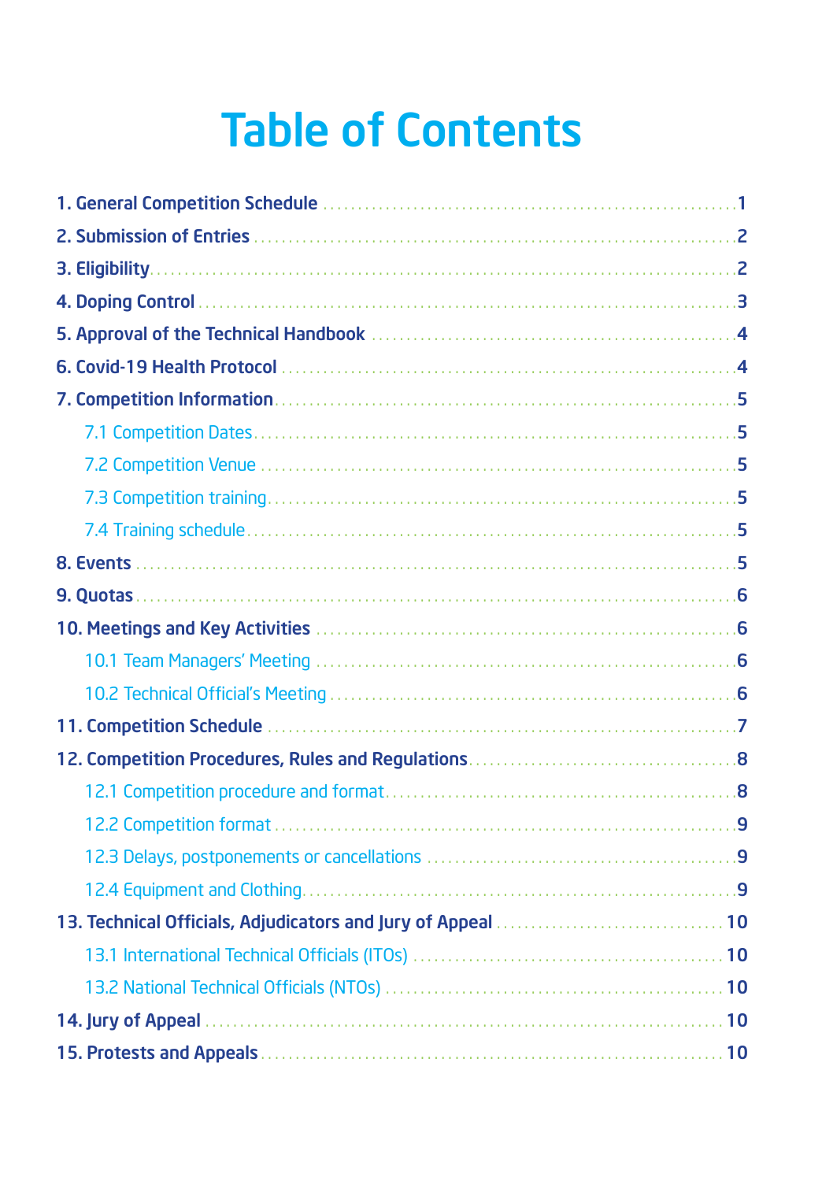# Table of Contents

1. General Competition Schedule ....................................................... 1
2. Submission of Entries ....................................................... 2
3. Eligibility ....................................................... 2
4. Doping Control ....................................................... 3
5. Approval of the Technical Handbook ....................................................... 4
6. Covid-19 Health Protocol ....................................................... 4
7. Competition Information ....................................................... 5
    - 7.1 Competition Dates ....................................................... 5
    - 7.2 Competition Venue ....................................................... 5
    - 7.3 Competition training ....................................................... 5
    - 7.4 Training schedule ....................................................... 5
8. Events ....................................................... 5
9. Quotas ....................................................... 6
10. Meetings and Key Activities ....................................................... 6
    - 10.1 Team Managers' Meeting ....................................................... 6
    - 10.2 Technical Official's Meeting ....................................................... 6
11. Competition Schedule ....................................................... 7
12. Competition Procedures, Rules and Regulations ....................................................... 8
    - 12.1 Competition procedure and format ....................................................... 8
    - 12.2 Competition format ....................................................... 9
    - 12.3 Delays, postponements or cancellations ....................................................... 9
    - 12.4 Equipment and Clothing ....................................................... 9
13. Technical Officials, Adjudicators and Jury of Appeal ....................................................... 10
    - 13.1 International Technical Officials (ITOs) ....................................................... 10
    - 13.2 National Technical Officials (NTOs) ....................................................... 10
14. Jury of Appeal ....................................................... 10
15. Protests and Appeals ....................................................... 10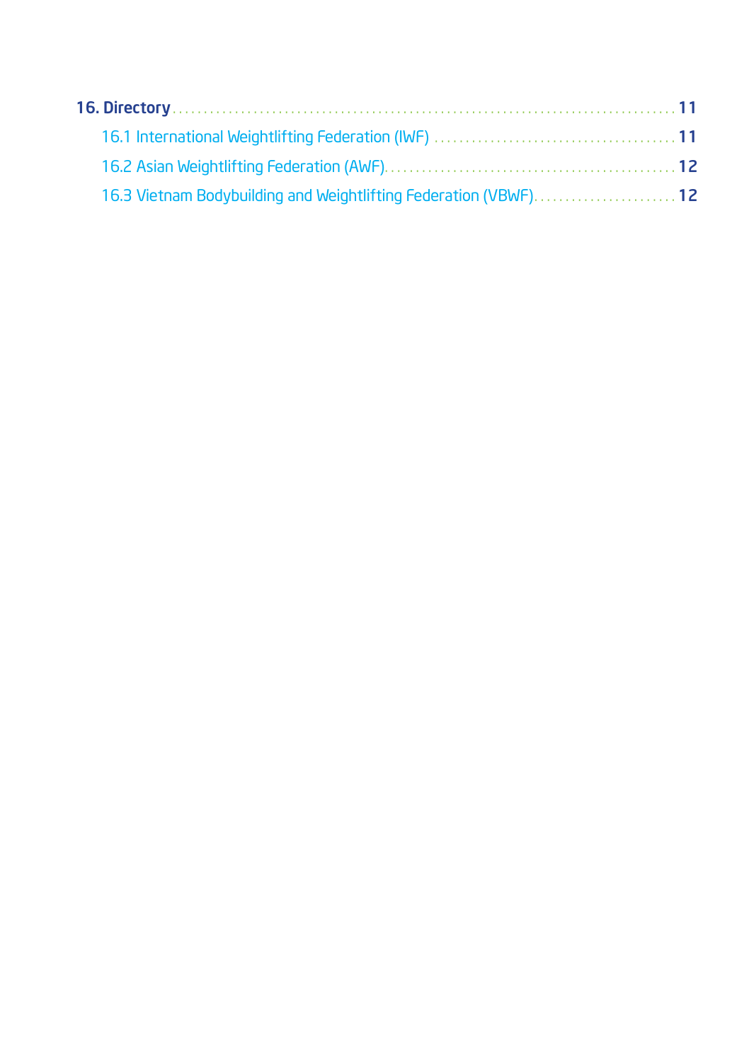16. Directory ........ 11

- 16.1 International Weightlifting Federation (IWF) ........ 11
- 16.2 Asian Weightlifting Federation (AWF) ........ 12
- 16.3 Vietnam Bodybuilding and Weightlifting Federation (VBWF) ........ 12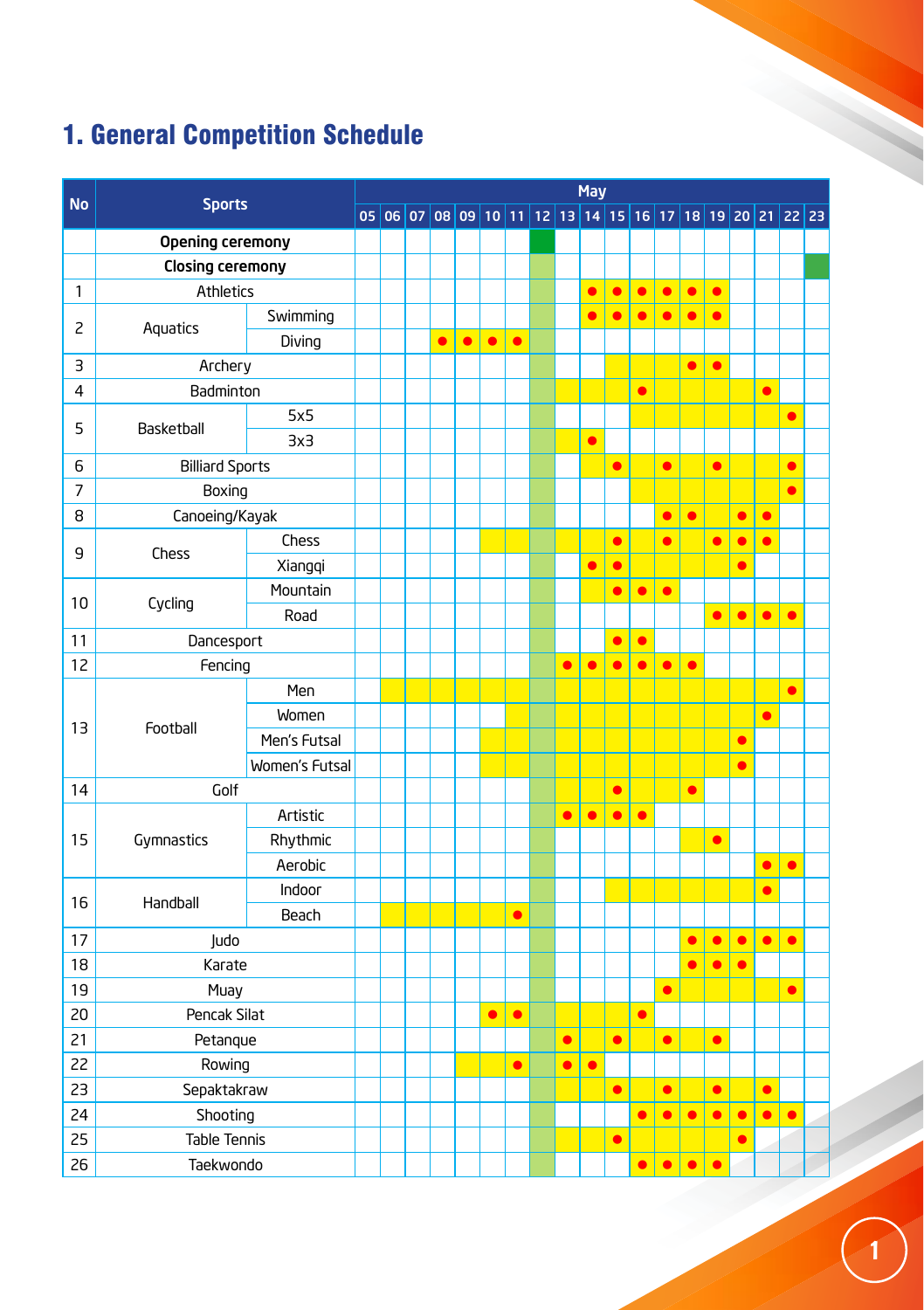# 1. General Competition Schedule

| No | Sports | | 05 | 06 | 07 | 08 | 09 | 10 | 11 | 12 | 13 | 14 | 15 | 16 | 17 | 18 | 19 | 20 | 21 | 22 | 23 |
|---|---|---|---|---|---|---|---|---|---|---|---|---|---|---|---|---|---|---|---|---|---|
| | **Opening ceremony** | | | | | | | | | ■ | | | | | | | | | | | |
| | **Closing ceremony** | | | | | | | | | | | | | | | | | | | | ■ |
| 1 | Athletics | | | | | | | | | | | ● | ● | ● | ● | ● | ● | | | | |
| 2 | Aquatics | Swimming | | | | | | | | | | ● | ● | ● | ● | ● | ● | | | | |
| | | Diving | | | | ● | ● | ● | ● | | | | | | | | | | | | |
| 3 | Archery | | | | | | | | | | | | ■ | ■ | ■ | ● | ● | | | | |
| 4 | Badminton | | | | | | | | | | ■ | ■ | ■ | ● | ■ | ■ | ■ | ■ | ● | | |
| 5 | Basketball | 5x5 | | | | | | | | | | | | ■ | ■ | ■ | ■ | ■ | ■ | ● | |
| | | 3x3 | | | | | | | | | ■ | ● | | | | | | | | | |
| 6 | Billiard Sports | | | | | | | | | | | ■ | ● | ■ | ● | ■ | ● | ■ | ■ | ● | |
| 7 | Boxing | | | | | | | | | | | | | ■ | ■ | ■ | ■ | ■ | ■ | ● | |
| 8 | Canoeing/Kayak | | | | | | | | | | | | | | ● | ● | ■ | ● | ● | | |
| 9 | Chess | Chess | | | | | | ■ | ■ | | ■ | ■ | ● | ■ | ● | ■ | ● | ● | ● | | |
| | | Xiangqi | | | | | | | | | ■ | ● | ● | ■ | ■ | ■ | ■ | ● | | | |
| 10 | Cycling | Mountain | | | | | | | | | | ■ | ● | ● | ● | | | | | | |
| | | Road | | | | | | | | | | | | | | | ● | ● | ● | ● | |
| 11 | Dancesport | | | | | | | | | | | | ● | ● | | | | | | | |
| 12 | Fencing | | | | | | | | | | ● | ● | ● | ● | ● | ● | | | | | |
| 13 | Football | Men | | ■ | ■ | ■ | ■ | ■ | ■ | | ■ | ■ | ■ | ■ | ■ | ■ | ■ | ■ | ■ | ● | |
| | | Women | | | | | | | ■ | | ■ | ■ | ■ | ■ | ■ | ■ | ■ | ■ | ● | | |
| | | Men's Futsal | | | | | | ■ | ■ | | ■ | ■ | ■ | ■ | ■ | ■ | ■ | ● | | | |
| | | Women's Futsal | | | | | | ■ | ■ | | ■ | ■ | ■ | ■ | ■ | ■ | ■ | ● | | | |
| 14 | Golf | | | | | | | | | | ■ | ■ | ● | ■ | ■ | ● | | | | | |
| 15 | Gymnastics | Artistic | | | | | | | | | ● | ● | ● | ● | | | | | | | |
| | | Rhythmic | | | | | | | | | | | | | | ■ | ● | | | | |
| | | Aerobic | | | | | | | | | | | | | | | | | ● | ● | |
| 16 | Handball | Indoor | | | | | | | | | | | ■ | ■ | ■ | ■ | ■ | ■ | ● | | |
| | | Beach | | ■ | ■ | ■ | ■ | ■ | ● | | | | | | | | | | | | |
| 17 | Judo | | | | | | | | | | | | | | | ● | ● | ● | ● | ● | |
| 18 | Karate | | | | | | | | | | | | | | | ● | ● | ● | | | |
| 19 | Muay | | | | | | | | | | | | | | ● | ■ | ■ | ■ | ■ | ● | |
| 20 | Pencak Silat | | | | | | | ● | ● | | ■ | ■ | ■ | ● | | | | | | | |
| 21 | Petanque | | | | | | | | | | ● | ■ | ● | ■ | ● | ■ | ● | | | | |
| 22 | Rowing | | | | | | ■ | ■ | ● | | ● | ● | | | | | | | | | |
| 23 | Sepaktakraw | | | | | | | | | | ■ | ■ | ● | ■ | ● | ■ | ● | ■ | ● | | |
| 24 | Shooting | | | | | | | | | | | | | ● | ● | ● | ● | ● | ● | ● | |
| 25 | Table Tennis | | | | | | | | | | ■ | ■ | ● | ■ | ■ | ■ | ■ | ● | | | |
| 26 | Taekwondo | | | | | | | | | | | | | ● | ● | ● | ● | | | | |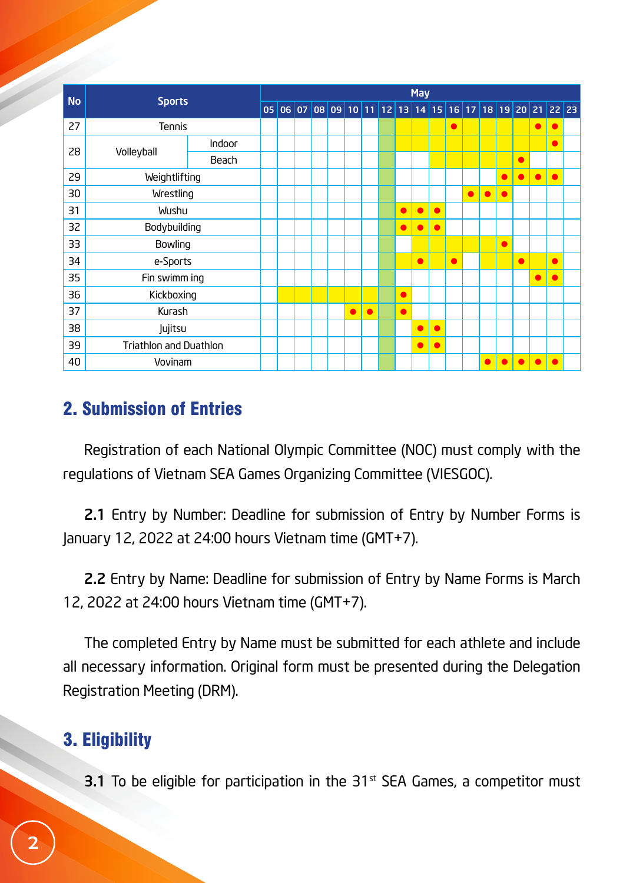| No | Sports | | May | | | | | | | | | | | | | | | | | | |
|---|---|---|---|---|---|---|---|---|---|---|---|---|---|---|---|---|---|---|---|---|---|
| | | | 05 | 06 | 07 | 08 | 09 | 10 | 11 | 12 | 13 | 14 | 15 | 16 | 17 | 18 | 19 | 20 | 21 | 22 | 23 |
| 27 | Tennis | | | | | | | | | | | | | ● | | | | | ● | ● | |
| 28 | Volleyball | Indoor | | | | | | | | | | | | | | | | | | ● | |
| | | Beach | | | | | | | | | | | | | | | | ● | | | |
| 29 | Weightlifting | | | | | | | | | | | | | | | | ● | ● | ● | ● | |
| 30 | Wrestling | | | | | | | | | | | | | | ● | ● | ● | | | | |
| 31 | Wushu | | | | | | | | | | ● | ● | ● | | | | | | | | |
| 32 | Bodybuilding | | | | | | | | | | ● | ● | ● | | | | | | | | |
| 33 | Bowling | | | | | | | | | | | | | | | | ● | | | | |
| 34 | e-Sports | | | | | | | | | | | ● | | ● | | | | ● | | ● | |
| 35 | Fin swimm ing | | | | | | | | | | | | | | | | | | ● | ● | |
| 36 | Kickboxing | | | | | | | | | | ● | | | | | | | | | | |
| 37 | Kurash | | | | | | | ● | ● | | ● | | | | | | | | | | |
| 38 | Jujitsu | | | | | | | | | | | ● | ● | | | | | | | | |
| 39 | Triathlon and Duathlon | | | | | | | | | | | ● | ● | | | | | | | | |
| 40 | Vovinam | | | | | | | | | | | | | | | ● | ● | ● | ● | ● | |

## 2. Submission of Entries

Registration of each National Olympic Committee (NOC) must comply with the regulations of Vietnam SEA Games Organizing Committee (VIESGOC).

**2.1** Entry by Number: Deadline for submission of Entry by Number Forms is January 12, 2022 at 24:00 hours Vietnam time (GMT+7).

**2.2** Entry by Name: Deadline for submission of Entry by Name Forms is March 12, 2022 at 24:00 hours Vietnam time (GMT+7).

The completed Entry by Name must be submitted for each athlete and include all necessary information. Original form must be presented during the Delegation Registration Meeting (DRM).

## 3. Eligibility

**3.1** To be eligible for participation in the 31st SEA Games, a competitor must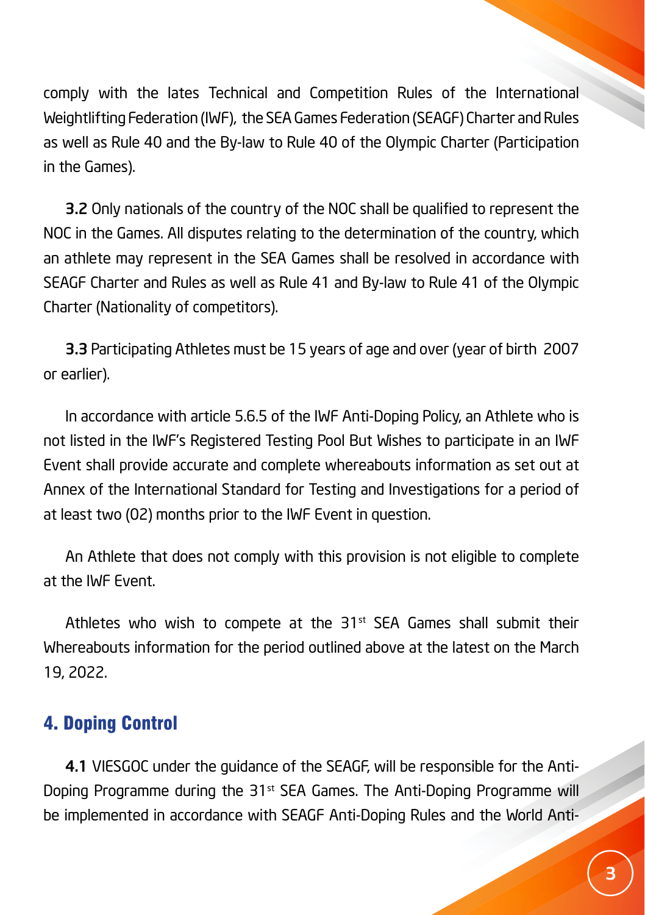comply with the lates Technical and Competition Rules of the International Weightlifting Federation (IWF), the SEA Games Federation (SEAGF) Charter and Rules as well as Rule 40 and the By-law to Rule 40 of the Olympic Charter (Participation in the Games).

**3.2** Only nationals of the country of the NOC shall be qualified to represent the NOC in the Games. All disputes relating to the determination of the country, which an athlete may represent in the SEA Games shall be resolved in accordance with SEAGF Charter and Rules as well as Rule 41 and By-law to Rule 41 of the Olympic Charter (Nationality of competitors).

**3.3** Participating Athletes must be 15 years of age and over (year of birth 2007 or earlier).

In accordance with article 5.6.5 of the IWF Anti-Doping Policy, an Athlete who is not listed in the IWF's Registered Testing Pool But Wishes to participate in an IWF Event shall provide accurate and complete whereabouts information as set out at Annex of the International Standard for Testing and Investigations for a period of at least two (02) months prior to the IWF Event in question.

An Athlete that does not comply with this provision is not eligible to complete at the IWF Event.

Athletes who wish to compete at the 31st SEA Games shall submit their Whereabouts information for the period outlined above at the latest on the March 19, 2022.

## 4. Doping Control

**4.1** VIESGOC under the guidance of the SEAGF, will be responsible for the Anti-Doping Programme during the 31st SEA Games. The Anti-Doping Programme will be implemented in accordance with SEAGF Anti-Doping Rules and the World Anti-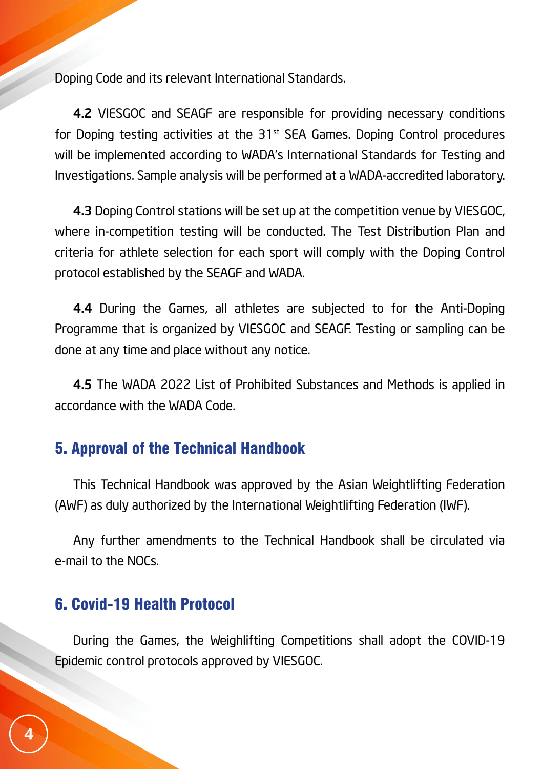Doping Code and its relevant International Standards.

**4.2** VIESGOC and SEAGF are responsible for providing necessary conditions for Doping testing activities at the 31st SEA Games. Doping Control procedures will be implemented according to WADA's International Standards for Testing and Investigations. Sample analysis will be performed at a WADA-accredited laboratory.

**4.3** Doping Control stations will be set up at the competition venue by VIESGOC, where in-competition testing will be conducted. The Test Distribution Plan and criteria for athlete selection for each sport will comply with the Doping Control protocol established by the SEAGF and WADA.

**4.4** During the Games, all athletes are subjected to for the Anti-Doping Programme that is organized by VIESGOC and SEAGF. Testing or sampling can be done at any time and place without any notice.

**4.5** The WADA 2022 List of Prohibited Substances and Methods is applied in accordance with the WADA Code.

## 5. Approval of the Technical Handbook

This Technical Handbook was approved by the Asian Weightlifting Federation (AWF) as duly authorized by the International Weightlifting Federation (IWF).

Any further amendments to the Technical Handbook shall be circulated via e-mail to the NOCs.

## 6. Covid-19 Health Protocol

During the Games, the Weighlifting Competitions shall adopt the COVID-19 Epidemic control protocols approved by VIESGOC.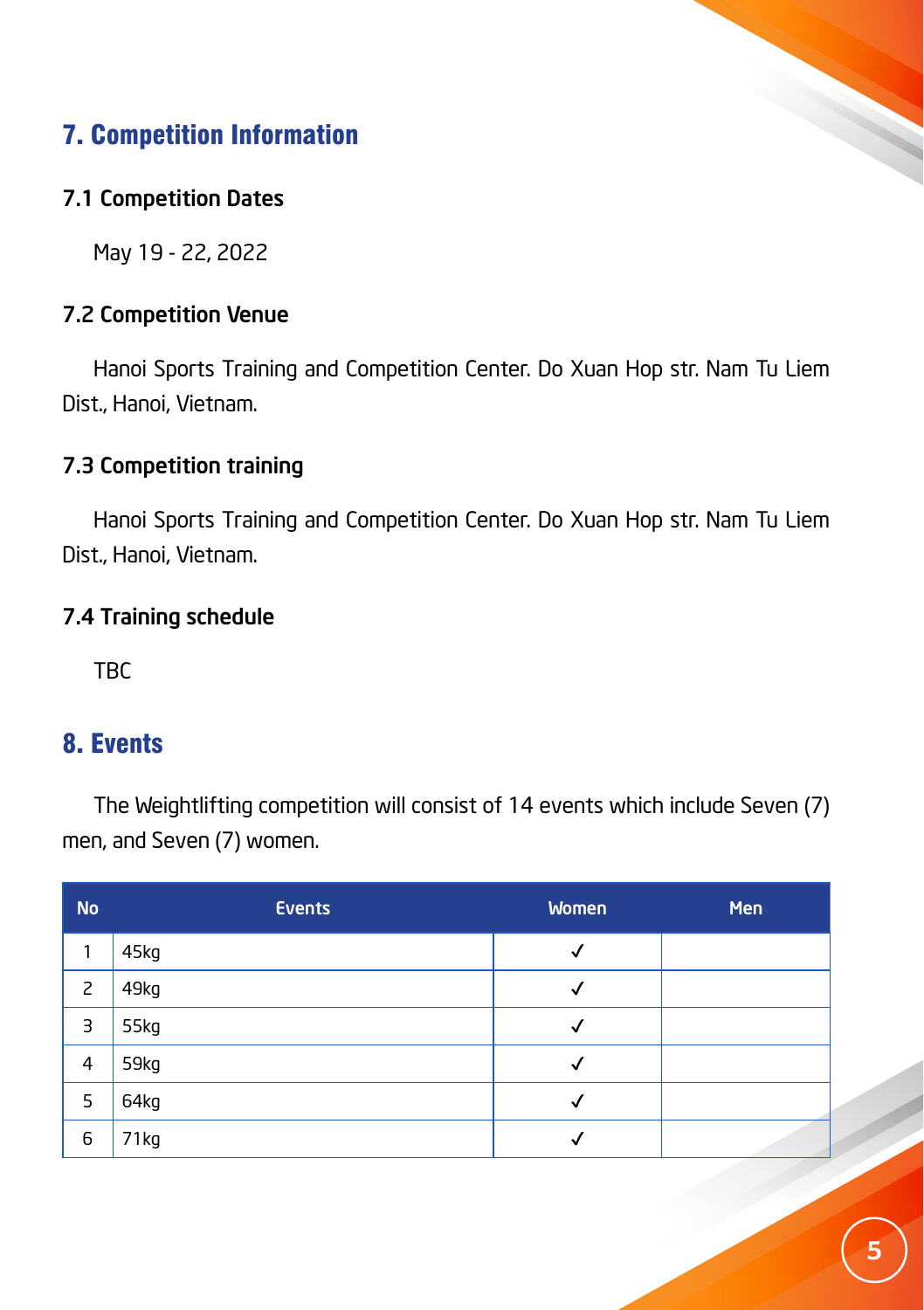## 7. Competition Information

### 7.1 Competition Dates

May 19 - 22, 2022

### 7.2 Competition Venue

Hanoi Sports Training and Competition Center. Do Xuan Hop str. Nam Tu Liem Dist., Hanoi, Vietnam.

### 7.3 Competition training

Hanoi Sports Training and Competition Center. Do Xuan Hop str. Nam Tu Liem Dist., Hanoi, Vietnam.

### 7.4 Training schedule

TBC

## 8. Events

The Weightlifting competition will consist of 14 events which include Seven (7) men, and Seven (7) women.

| No | Events | Women | Men |
|---|---|---|---|
| 1 | 45kg | ✓ | |
| 2 | 49kg | ✓ | |
| 3 | 55kg | ✓ | |
| 4 | 59kg | ✓ | |
| 5 | 64kg | ✓ | |
| 6 | 71kg | ✓ | |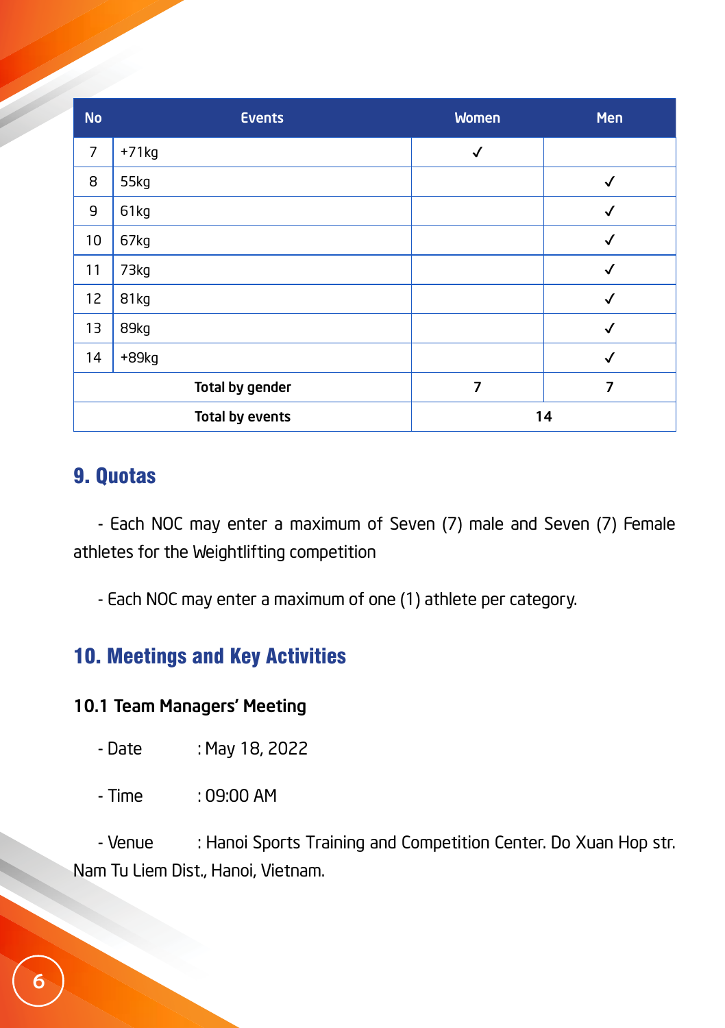| No | Events | Women | Men |
| --- | --- | --- | --- |
| 7 | +71kg | ✓ | |
| 8 | 55kg | | ✓ |
| 9 | 61kg | | ✓ |
| 10 | 67kg | | ✓ |
| 11 | 73kg | | ✓ |
| 12 | 81kg | | ✓ |
| 13 | 89kg | | ✓ |
| 14 | +89kg | | ✓ |
| **Total by gender** | | **7** | **7** |
| **Total by events** | | **14** | |

## 9. Quotas

- Each NOC may enter a maximum of Seven (7) male and Seven (7) Female athletes for the Weightlifting competition

- Each NOC may enter a maximum of one (1) athlete per category.

## 10. Meetings and Key Activities

### 10.1 Team Managers' Meeting

- Date : May 18, 2022

- Time : 09:00 AM

- Venue : Hanoi Sports Training and Competition Center. Do Xuan Hop str. Nam Tu Liem Dist., Hanoi, Vietnam.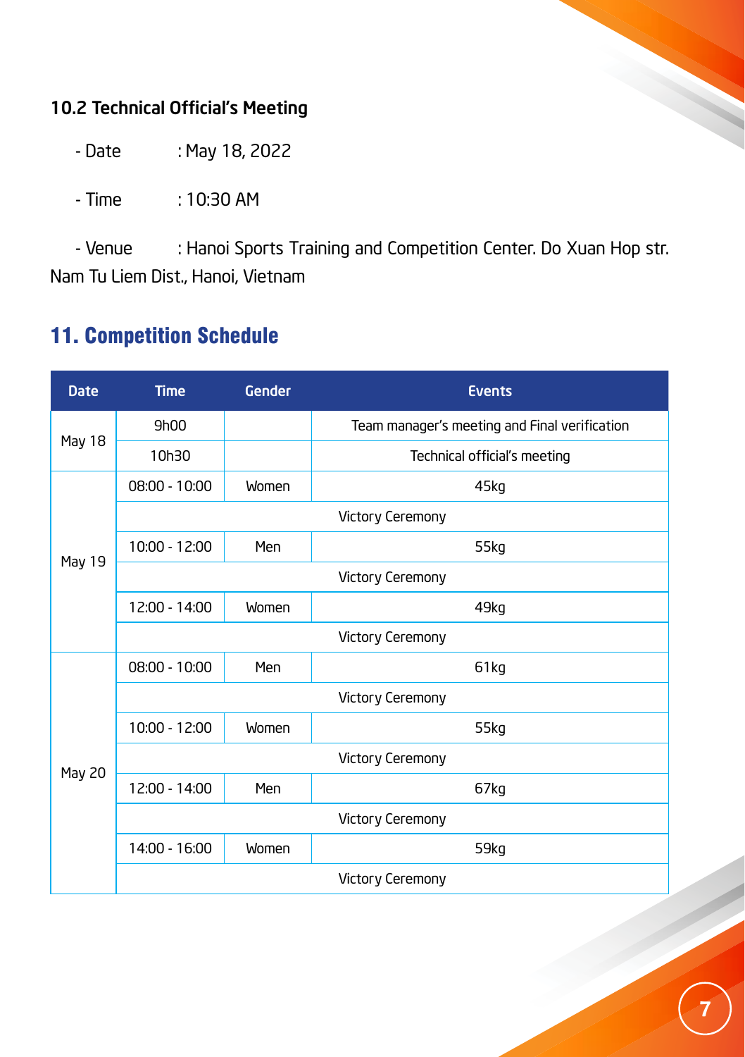### 10.2 Technical Official's Meeting

- Date : May 18, 2022

- Time : 10:30 AM

- Venue : Hanoi Sports Training and Competition Center. Do Xuan Hop str. Nam Tu Liem Dist., Hanoi, Vietnam

## 11. Competition Schedule

| Date | Time | Gender | Events |
|---|---|---|---|
| May 18 | 9h00 | | Team manager's meeting and Final verification |
| | 10h30 | | Technical official's meeting |
| May 19 | 08:00 - 10:00 | Women | 45kg |
| | Victory Ceremony | | |
| | 10:00 - 12:00 | Men | 55kg |
| | Victory Ceremony | | |
| | 12:00 - 14:00 | Women | 49kg |
| | Victory Ceremony | | |
| May 20 | 08:00 - 10:00 | Men | 61kg |
| | Victory Ceremony | | |
| | 10:00 - 12:00 | Women | 55kg |
| | Victory Ceremony | | |
| | 12:00 - 14:00 | Men | 67kg |
| | Victory Ceremony | | |
| | 14:00 - 16:00 | Women | 59kg |
| | Victory Ceremony | | |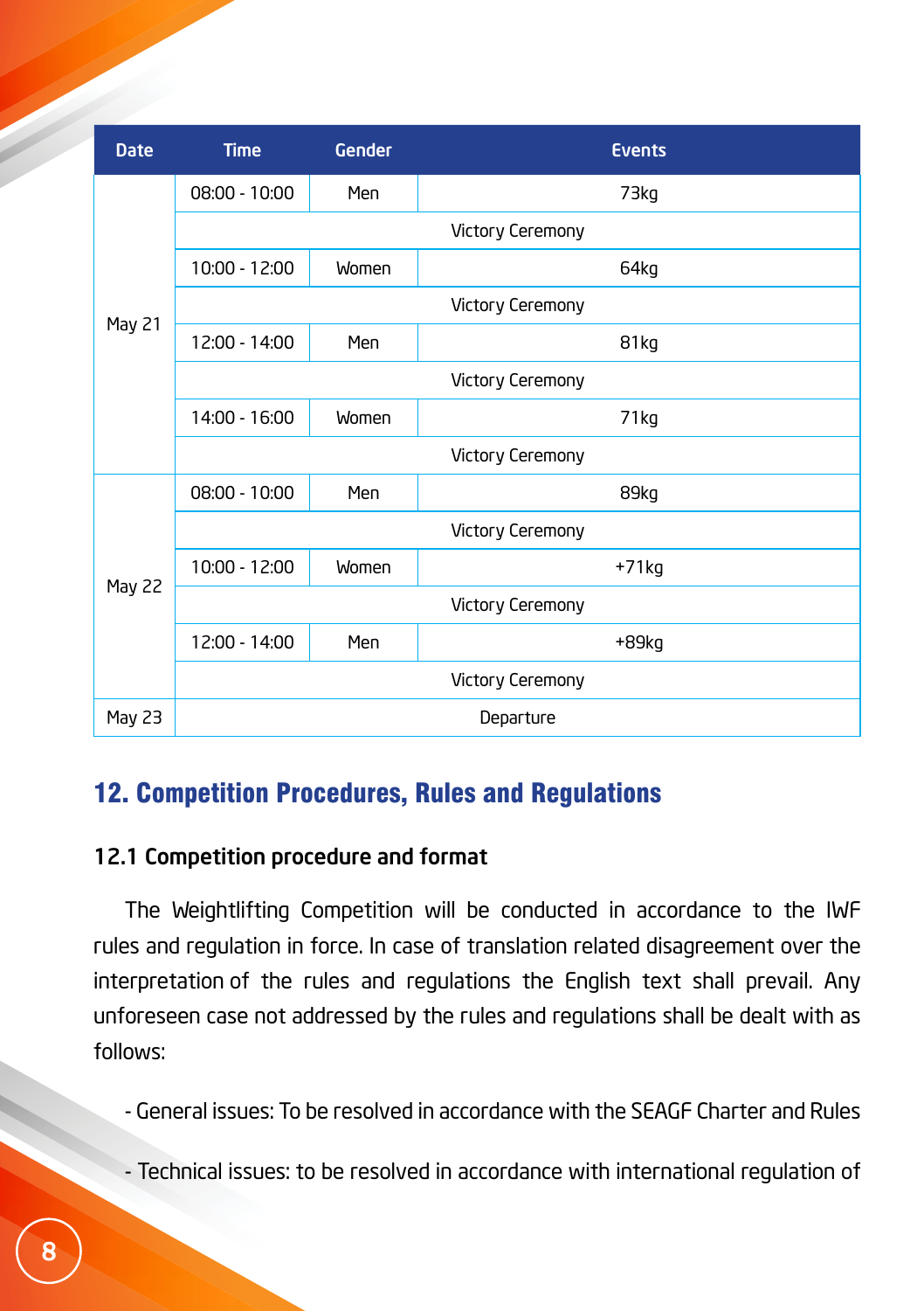| Date | Time | Gender | Events |
|---|---|---|---|
| May 21 | 08:00 - 10:00 | Men | 73kg |
| | Victory Ceremony | | |
| | 10:00 - 12:00 | Women | 64kg |
| | Victory Ceremony | | |
| | 12:00 - 14:00 | Men | 81kg |
| | Victory Ceremony | | |
| | 14:00 - 16:00 | Women | 71kg |
| | Victory Ceremony | | |
| May 22 | 08:00 - 10:00 | Men | 89kg |
| | Victory Ceremony | | |
| | 10:00 - 12:00 | Women | +71kg |
| | Victory Ceremony | | |
| | 12:00 - 14:00 | Men | +89kg |
| | Victory Ceremony | | |
| May 23 | Departure | | |

## 12. Competition Procedures, Rules and Regulations

### 12.1 Competition procedure and format

The Weightlifting Competition will be conducted in accordance to the IWF rules and regulation in force. In case of translation related disagreement over the interpretation of the rules and regulations the English text shall prevail. Any unforeseen case not addressed by the rules and regulations shall be dealt with as follows:

- General issues: To be resolved in accordance with the SEAGF Charter and Rules

- Technical issues: to be resolved in accordance with international regulation of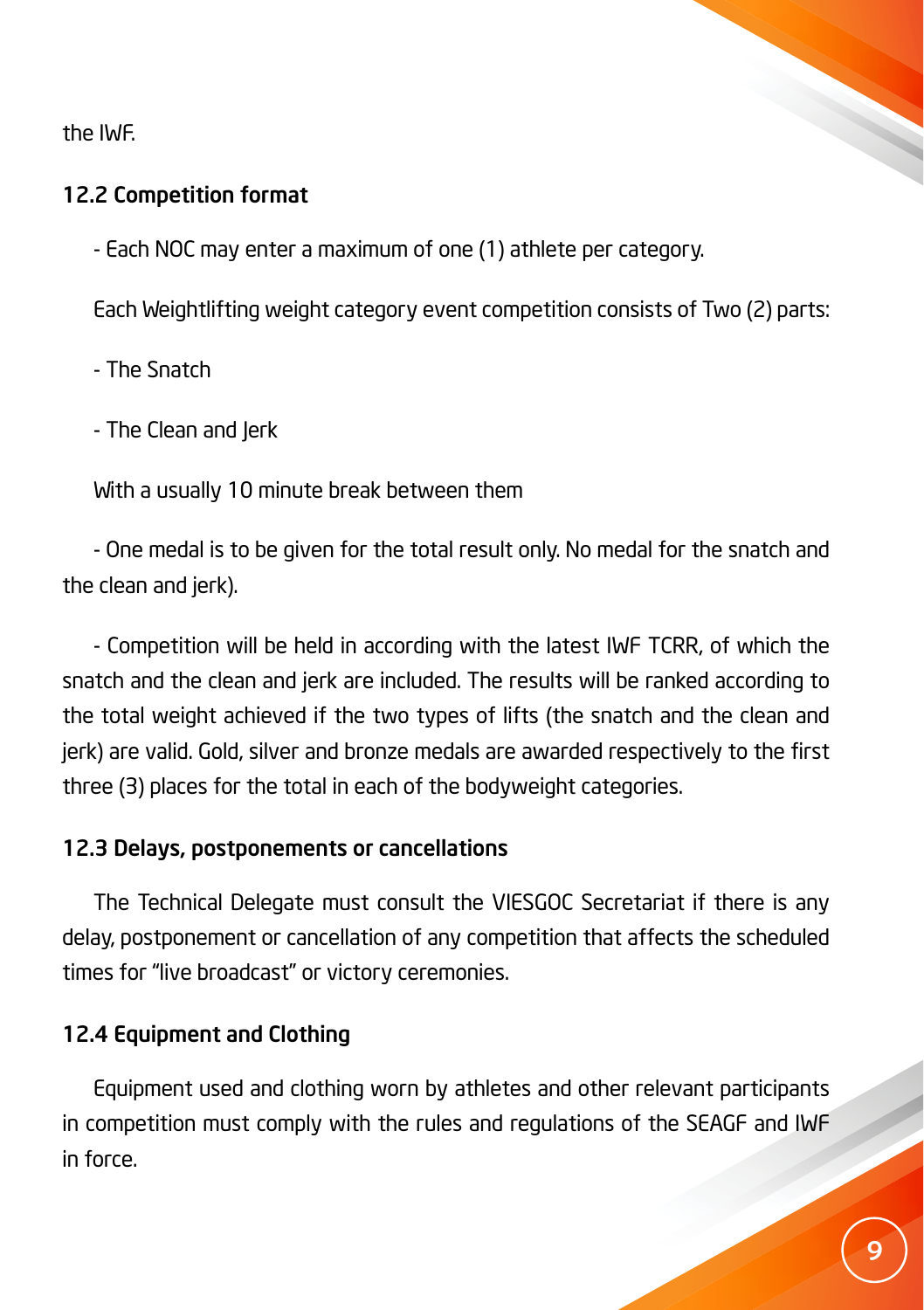the IWF.

### 12.2 Competition format

- Each NOC may enter a maximum of one (1) athlete per category.

Each Weightlifting weight category event competition consists of Two (2) parts:

- The Snatch

- The Clean and Jerk

With a usually 10 minute break between them

- One medal is to be given for the total result only. No medal for the snatch and the clean and jerk).

- Competition will be held in according with the latest IWF TCRR, of which the snatch and the clean and jerk are included. The results will be ranked according to the total weight achieved if the two types of lifts (the snatch and the clean and jerk) are valid. Gold, silver and bronze medals are awarded respectively to the first three (3) places for the total in each of the bodyweight categories.

### 12.3 Delays, postponements or cancellations

The Technical Delegate must consult the VIESGOC Secretariat if there is any delay, postponement or cancellation of any competition that affects the scheduled times for "live broadcast" or victory ceremonies.

### 12.4 Equipment and Clothing

Equipment used and clothing worn by athletes and other relevant participants in competition must comply with the rules and regulations of the SEAGF and IWF in force.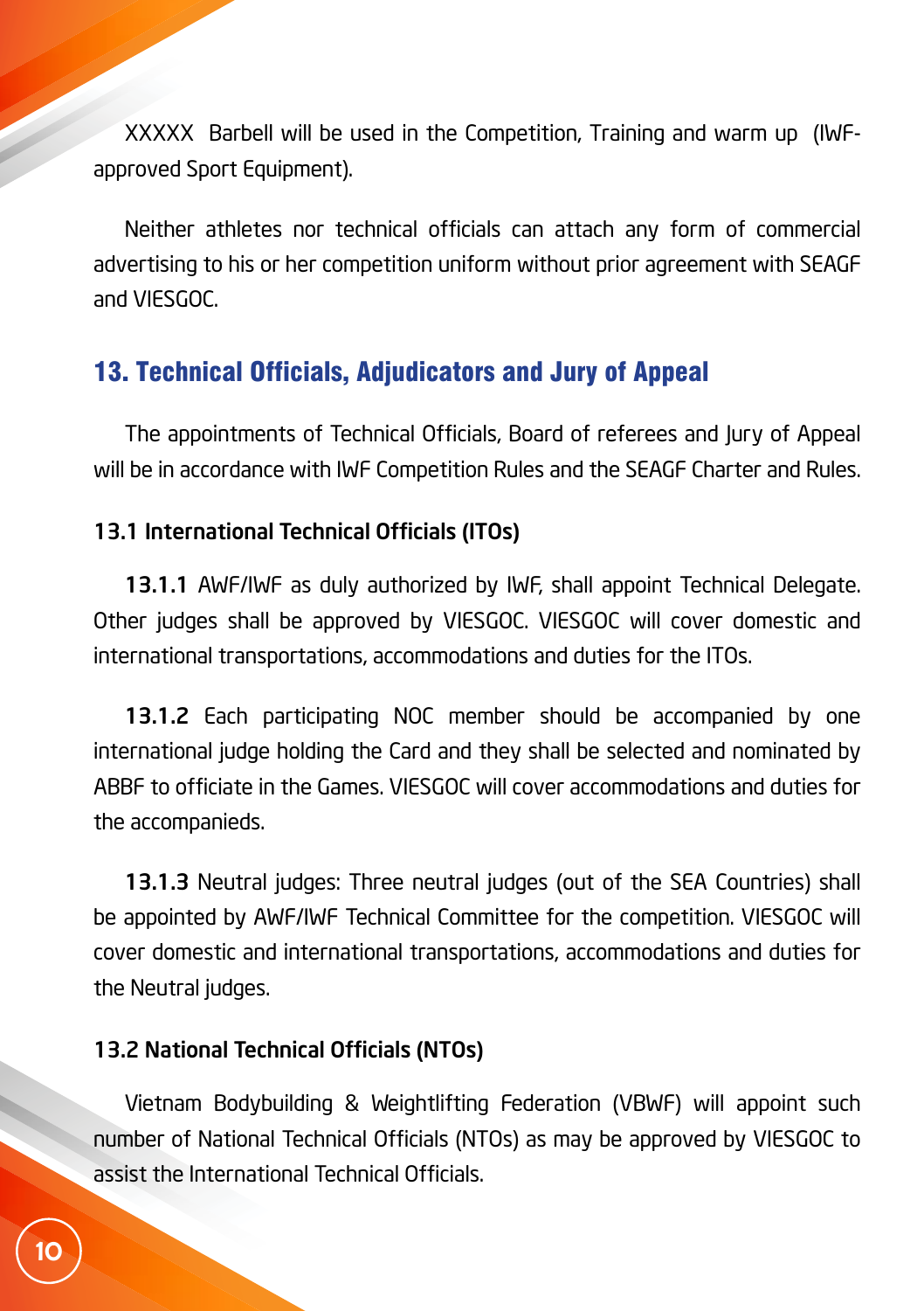XXXXX Barbell will be used in the Competition, Training and warm up (IWF-approved Sport Equipment).

Neither athletes nor technical officials can attach any form of commercial advertising to his or her competition uniform without prior agreement with SEAGF and VIESGOC.

## 13. Technical Officials, Adjudicators and Jury of Appeal

The appointments of Technical Officials, Board of referees and Jury of Appeal will be in accordance with IWF Competition Rules and the SEAGF Charter and Rules.

### 13.1 International Technical Officials (ITOs)

**13.1.1** AWF/IWF as duly authorized by IWF, shall appoint Technical Delegate. Other judges shall be approved by VIESGOC. VIESGOC will cover domestic and international transportations, accommodations and duties for the ITOs.

**13.1.2** Each participating NOC member should be accompanied by one international judge holding the Card and they shall be selected and nominated by ABBF to officiate in the Games. VIESGOC will cover accommodations and duties for the accompanieds.

**13.1.3** Neutral judges: Three neutral judges (out of the SEA Countries) shall be appointed by AWF/IWF Technical Committee for the competition. VIESGOC will cover domestic and international transportations, accommodations and duties for the Neutral judges.

### 13.2 National Technical Officials (NTOs)

Vietnam Bodybuilding & Weightlifting Federation (VBWF) will appoint such number of National Technical Officials (NTOs) as may be approved by VIESGOC to assist the International Technical Officials.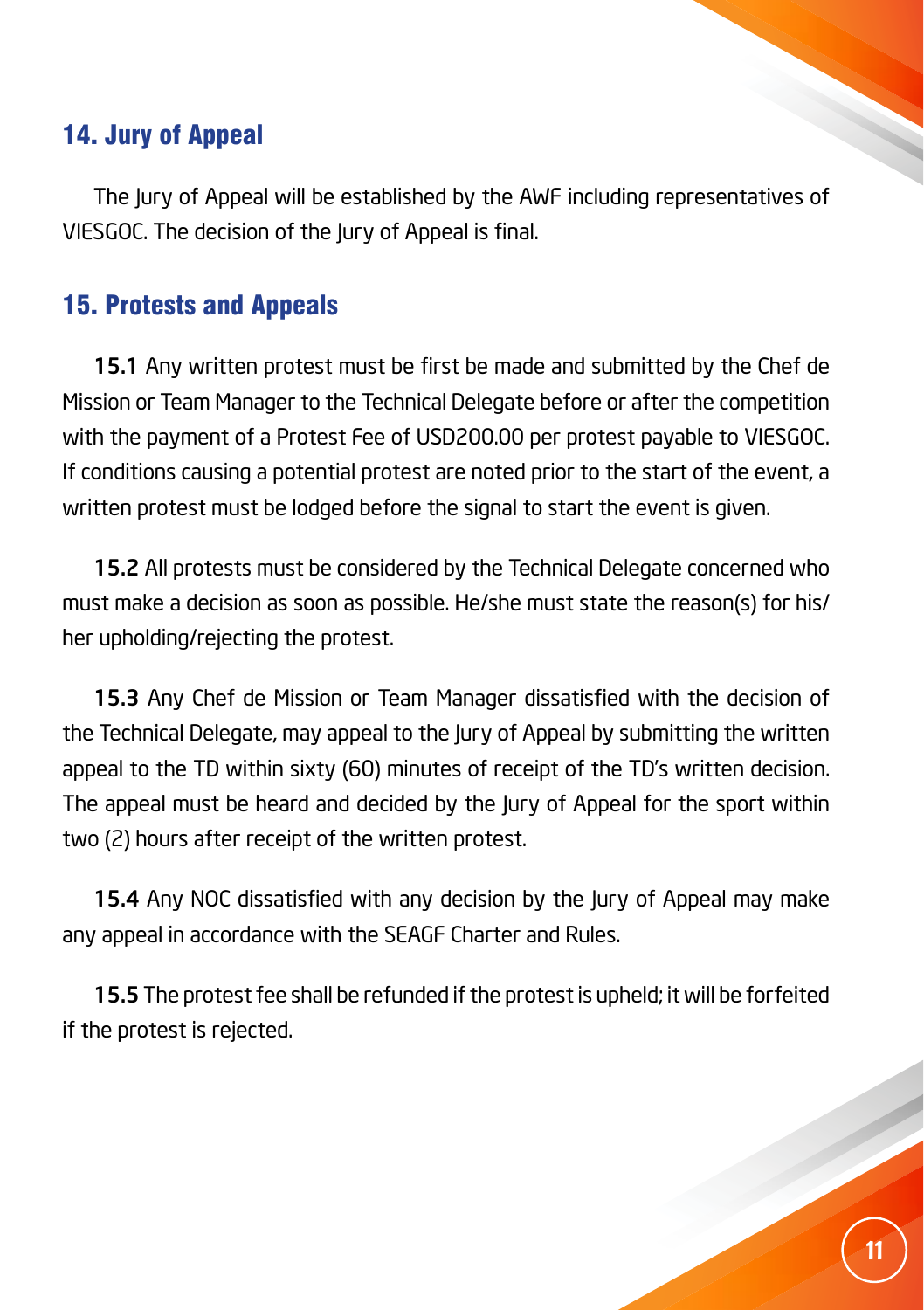## 14. Jury of Appeal

The Jury of Appeal will be established by the AWF including representatives of VIESGOC. The decision of the Jury of Appeal is final.

## 15. Protests and Appeals

**15.1** Any written protest must be first be made and submitted by the Chef de Mission or Team Manager to the Technical Delegate before or after the competition with the payment of a Protest Fee of USD200.00 per protest payable to VIESGOC. If conditions causing a potential protest are noted prior to the start of the event, a written protest must be lodged before the signal to start the event is given.

**15.2** All protests must be considered by the Technical Delegate concerned who must make a decision as soon as possible. He/she must state the reason(s) for his/her upholding/rejecting the protest.

**15.3** Any Chef de Mission or Team Manager dissatisfied with the decision of the Technical Delegate, may appeal to the Jury of Appeal by submitting the written appeal to the TD within sixty (60) minutes of receipt of the TD's written decision. The appeal must be heard and decided by the Jury of Appeal for the sport within two (2) hours after receipt of the written protest.

**15.4** Any NOC dissatisfied with any decision by the Jury of Appeal may make any appeal in accordance with the SEAGF Charter and Rules.

**15.5** The protest fee shall be refunded if the protest is upheld; it will be forfeited if the protest is rejected.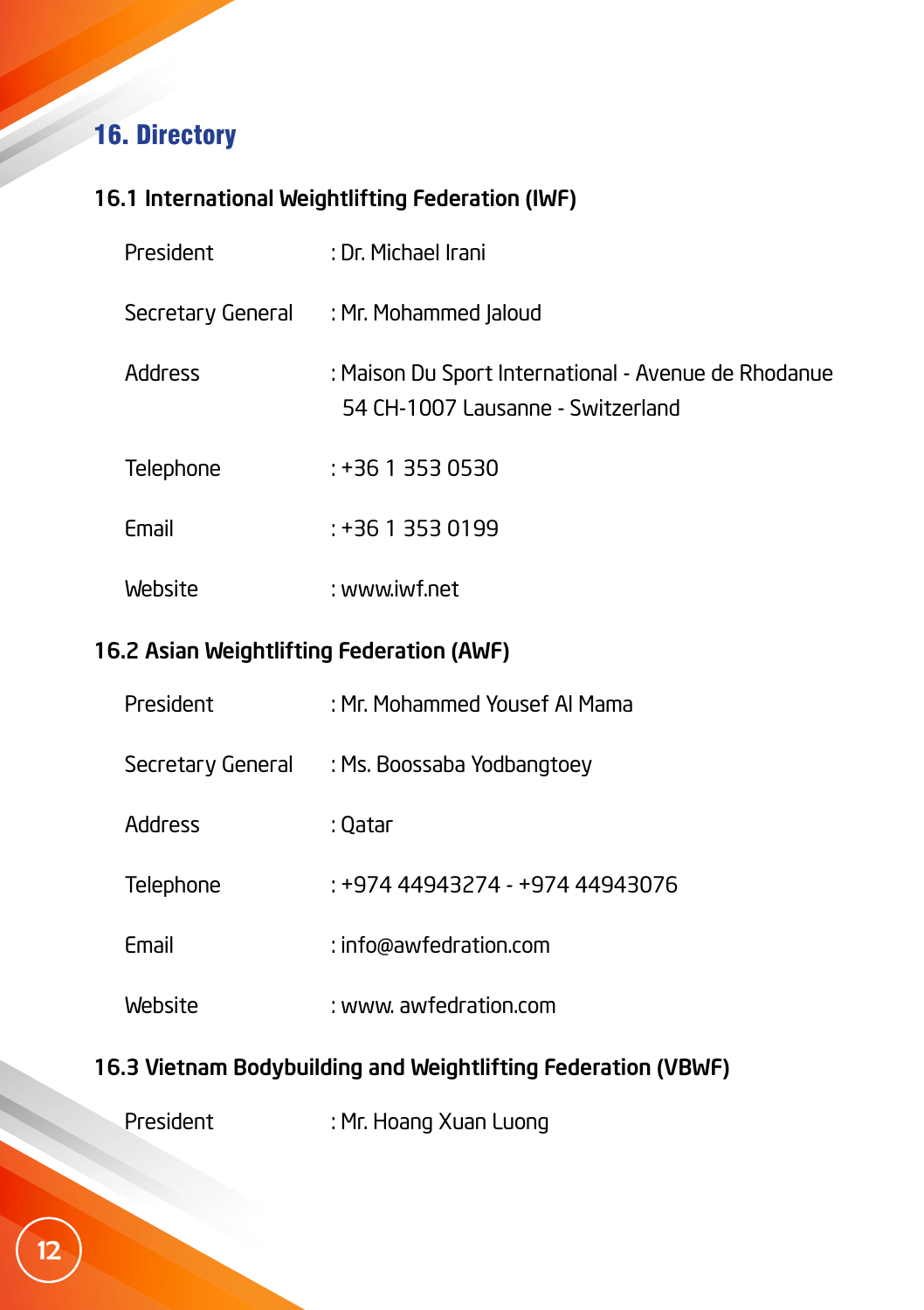# 16. Directory

## 16.1 International Weightlifting Federation (IWF)

| | |
|---|---|
| President | : Dr. Michael Irani |
| Secretary General | : Mr. Mohammed Jaloud |
| Address | : Maison Du Sport International - Avenue de Rhodanue 54 CH-1007 Lausanne - Switzerland |
| Telephone | : +36 1 353 0530 |
| Email | : +36 1 353 0199 |
| Website | : www.iwf.net |

## 16.2 Asian Weightlifting Federation (AWF)

| | |
|---|---|
| President | : Mr. Mohammed Yousef Al Mama |
| Secretary General | : Ms. Boossaba Yodbangtoey |
| Address | : Qatar |
| Telephone | : +974 44943274 - +974 44943076 |
| Email | : info@awfedration.com |
| Website | : www. awfedration.com |

## 16.3 Vietnam Bodybuilding and Weightlifting Federation (VBWF)

| | |
|---|---|
| President | : Mr. Hoang Xuan Luong |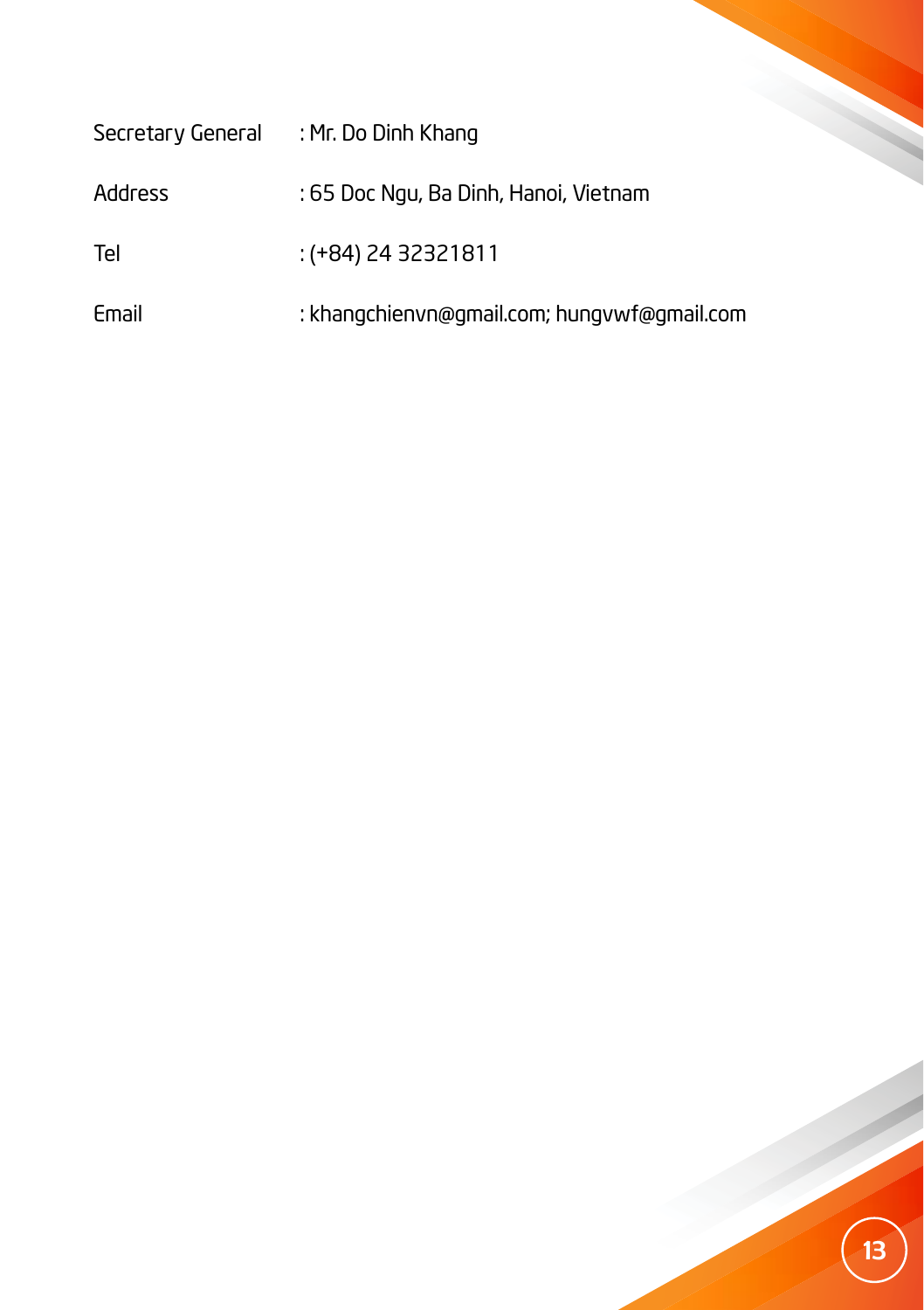Secretary General : Mr. Do Dinh Khang

Address : 65 Doc Ngu, Ba Dinh, Hanoi, Vietnam

Tel : (+84) 24 32321811

Email : khangchienvn@gmail.com; hungvwf@gmail.com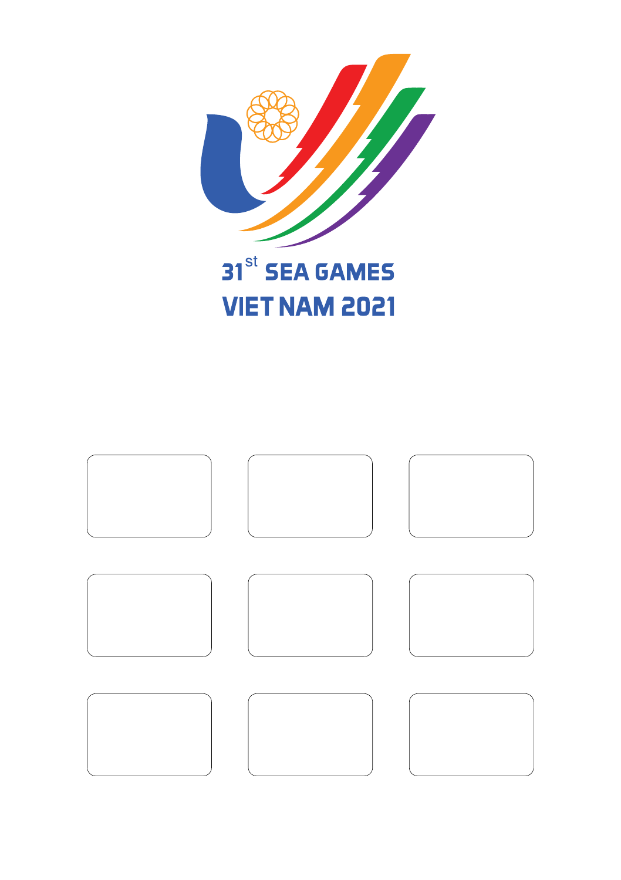31st SEA GAMES

VIET NAM 2021